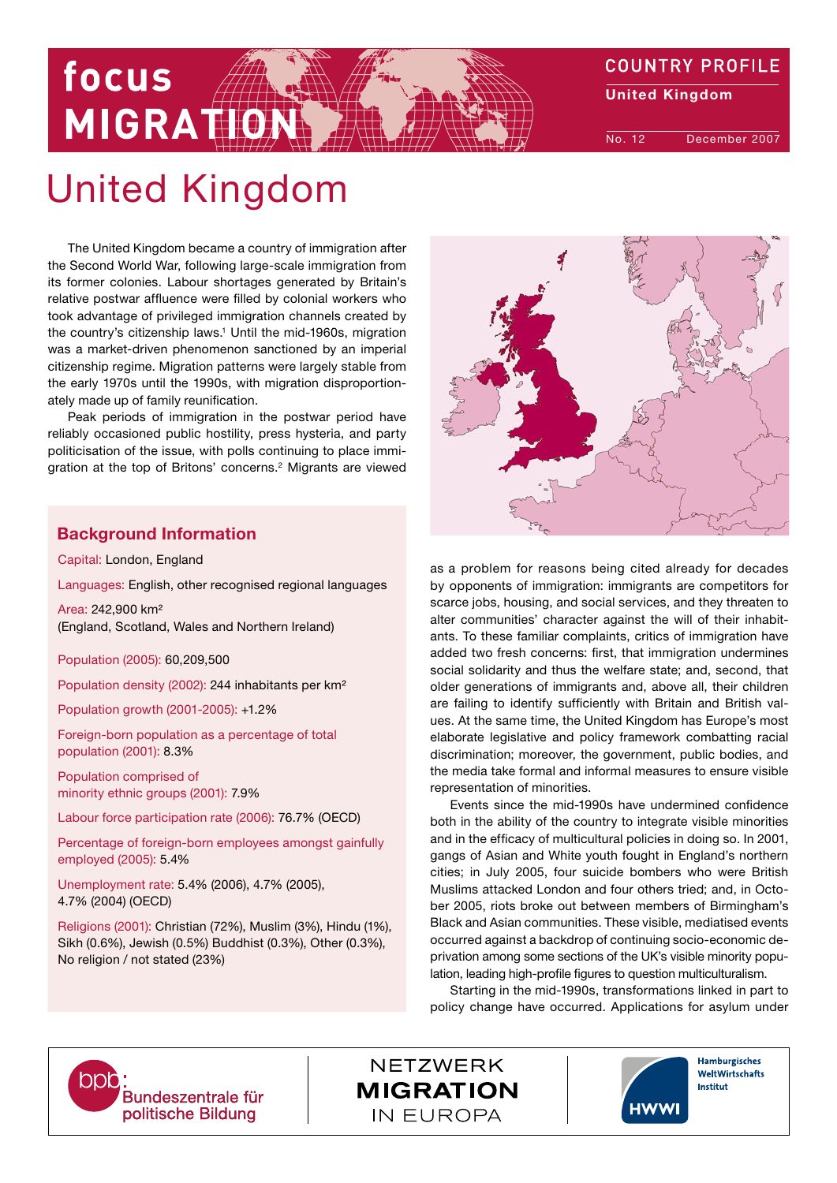# United Kingdom

The United Kingdom became a country of immigration after the Second World War, following large-scale immigration from its former colonies. Labour shortages generated by Britain's relative postwar affluence were filled by colonial workers who took advantage of privileged immigration channels created by the country's citizenship laws.[1] Until the mid-1960s, migration was a market-driven phenomenon sanctioned by an imperial citizenship regime. Migration patterns were largely stable from the early 1970s until the 1990s, with migration disproportionately made up of family reunification.

Peak periods of immigration in the postwar period have reliably occasioned public hostility, press hysteria, and party politicisation of the issue, with polls continuing to place immigration at the top of Britons' concerns.[2] Migrants are viewed as a problem for reasons being cited already for decades by opponents of immigration: immigrants are competitors for scarce jobs, housing, and social services, and they threaten to alter communities' character against the will of their inhabitants. To these familiar complaints, critics of immigration have added two fresh concerns: first, that immigration undermines social solidarity and thus the welfare state; and, second, that older generations of immigrants and, above all, their children are failing to identify sufficiently with Britain and British values. At the same time, the United Kingdom has Europe's most elaborate legislative and policy framework combatting racial discrimination; moreover, the government, public bodies, and the media take formal and informal measures to ensure visible representation of minorities.

Events since the mid-1990s have undermined confidence both in the ability of the country to integrate visible minorities and in the efficacy of multicultural policies in doing so. In 2001, gangs of Asian and White youth fought in England's northern cities; in July 2005, four suicide bombers who were British Muslims attacked London and four others tried; and, in October 2005, riots broke out between members of Birmingham's Black and Asian communities. These visible, mediatised events occurred against a backdrop of continuing socio-economic deprivation among some sections of the UK's visible minority population, leading high-profile figures to question multiculturalism.

Starting in the mid-1990s, transformations linked in part to policy change have occurred. Applications for asylum under

## Background Information

Capital: London, England

Languages: English, other recognised regional languages

Area: 242,900 km²
(England, Scotland, Wales and Northern Ireland)

Population (2005): 60,209,500

Population density (2002): 244 inhabitants per km²

Population growth (2001-2005): +1.2%

Foreign-born population as a percentage of total population (2001): 8.3%

Population comprised of minority ethnic groups (2001): 7.9%

Labour force participation rate (2006): 76.7% (OECD)

Percentage of foreign-born employees amongst gainfully employed (2005): 5.4%

Unemployment rate: 5.4% (2006), 4.7% (2005), 4.7% (2004) (OECD)

Religions (2001): Christian (72%), Muslim (3%), Hindu (1%), Sikh (0.6%), Jewish (0.5%) Buddhist (0.3%), Other (0.3%), No religion / not stated (23%)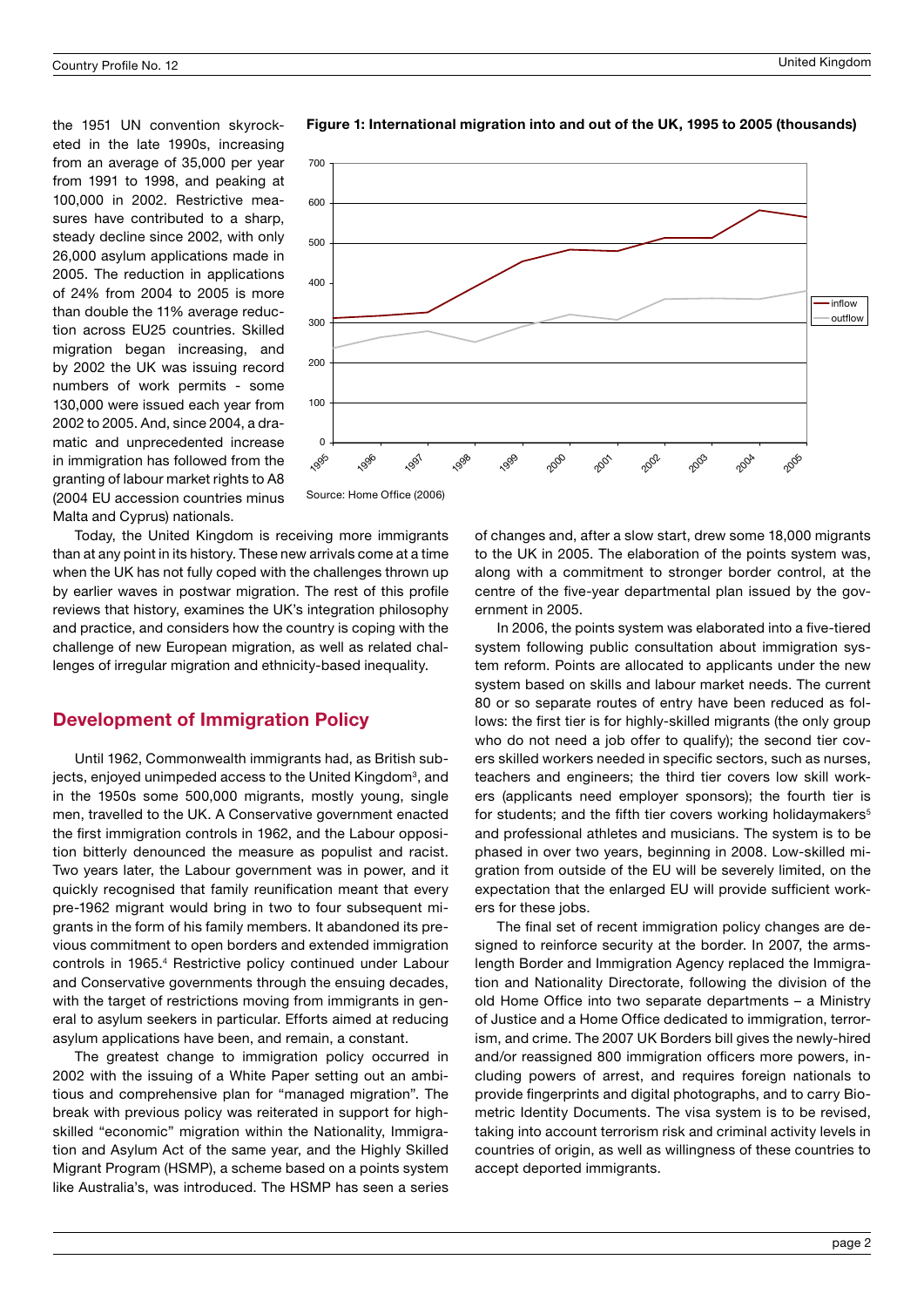the 1951 UN convention skyrocketed in the late 1990s, increasing from an average of 35,000 per year from 1991 to 1998, and peaking at 100,000 in 2002. Restrictive measures have contributed to a sharp, steady decline since 2002, with only 26,000 asylum applications made in 2005. The reduction in applications of 24% from 2004 to 2005 is more than double the 11% average reduction across EU25 countries. Skilled migration began increasing, and by 2002 the UK was issuing record numbers of work permits - some 130,000 were issued each year from 2002 to 2005. And, since 2004, a dramatic and unprecedented increase in immigration has followed from the granting of labour market rights to A8 (2004 EU accession countries minus Malta and Cyprus) nationals.

**Figure 1: International migration into and out of the UK, 1995 to 2005 (thousands)**

Source: Home Office (2006)

Today, the United Kingdom is receiving more immigrants than at any point in its history. These new arrivals come at a time when the UK has not fully coped with the challenges thrown up by earlier waves in postwar migration. The rest of this profile reviews that history, examines the UK's integration philosophy and practice, and considers how the country is coping with the challenge of new European migration, as well as related challenges of irregular migration and ethnicity-based inequality.

## Development of Immigration Policy

Until 1962, Commonwealth immigrants had, as British subjects, enjoyed unimpeded access to the United Kingdom[3], and in the 1950s some 500,000 migrants, mostly young, single men, travelled to the UK. A Conservative government enacted the first immigration controls in 1962, and the Labour opposition bitterly denounced the measure as populist and racist. Two years later, the Labour government was in power, and it quickly recognised that family reunification meant that every pre-1962 migrant would bring in two to four subsequent migrants in the form of his family members. It abandoned its previous commitment to open borders and extended immigration controls in 1965.[4] Restrictive policy continued under Labour and Conservative governments through the ensuing decades, with the target of restrictions moving from immigrants in general to asylum seekers in particular. Efforts aimed at reducing asylum applications have been, and remain, a constant.

The greatest change to immigration policy occurred in 2002 with the issuing of a White Paper setting out an ambitious and comprehensive plan for "managed migration". The break with previous policy was reiterated in support for high-skilled "economic" migration within the Nationality, Immigration and Asylum Act of the same year, and the Highly Skilled Migrant Program (HSMP), a scheme based on a points system like Australia's, was introduced. The HSMP has seen a series of changes and, after a slow start, drew some 18,000 migrants to the UK in 2005. The elaboration of the points system was, along with a commitment to stronger border control, at the centre of the five-year departmental plan issued by the government in 2005.

In 2006, the points system was elaborated into a five-tiered system following public consultation about immigration system reform. Points are allocated to applicants under the new system based on skills and labour market needs. The current 80 or so separate routes of entry have been reduced as follows: the first tier is for highly-skilled migrants (the only group who do not need a job offer to qualify); the second tier covers skilled workers needed in specific sectors, such as nurses, teachers and engineers; the third tier covers low skill workers (applicants need employer sponsors); the fourth tier is for students; and the fifth tier covers working holidaymakers[5] and professional athletes and musicians. The system is to be phased in over two years, beginning in 2008. Low-skilled migration from outside of the EU will be severely limited, on the expectation that the enlarged EU will provide sufficient workers for these jobs.

The final set of recent immigration policy changes are designed to reinforce security at the border. In 2007, the arms-length Border and Immigration Agency replaced the Immigration and Nationality Directorate, following the division of the old Home Office into two separate departments – a Ministry of Justice and a Home Office dedicated to immigration, terrorism, and crime. The 2007 UK Borders bill gives the newly-hired and/or reassigned 800 immigration officers more powers, including powers of arrest, and requires foreign nationals to provide fingerprints and digital photographs, and to carry Biometric Identity Documents. The visa system is to be revised, taking into account terrorism risk and criminal activity levels in countries of origin, as well as willingness of these countries to accept deported immigrants.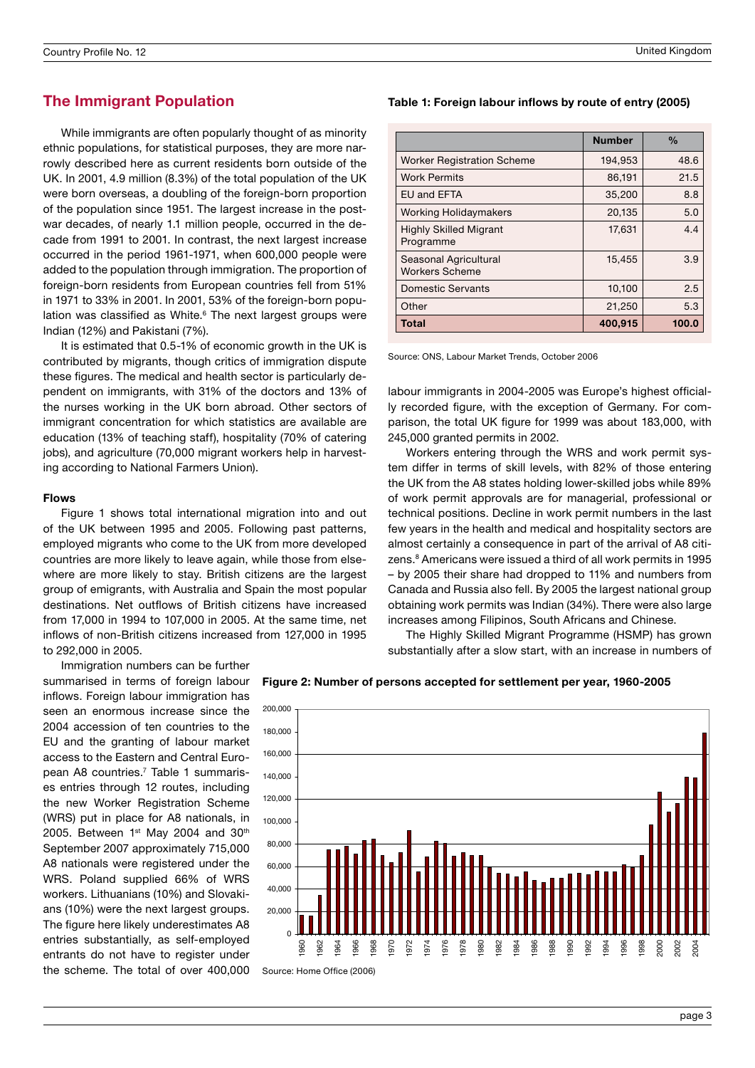## The Immigrant Population

While immigrants are often popularly thought of as minority ethnic populations, for statistical purposes, they are more narrowly described here as current residents born outside of the UK. In 2001, 4.9 million (8.3%) of the total population of the UK were born overseas, a doubling of the foreign-born proportion of the population since 1951. The largest increase in the post-war decades, of nearly 1.1 million people, occurred in the decade from 1991 to 2001. In contrast, the next largest increase occurred in the period 1961-1971, when 600,000 people were added to the population through immigration. The proportion of foreign-born residents from European countries fell from 51% in 1971 to 33% in 2001. In 2001, 53% of the foreign-born population was classified as White.[6] The next largest groups were Indian (12%) and Pakistani (7%).

It is estimated that 0.5-1% of economic growth in the UK is contributed by migrants, though critics of immigration dispute these figures. The medical and health sector is particularly dependent on immigrants, with 31% of the doctors and 13% of the nurses working in the UK born abroad. Other sectors of immigrant concentration for which statistics are available are education (13% of teaching staff), hospitality (70% of catering jobs), and agriculture (70,000 migrant workers help in harvesting according to National Farmers Union).

### Flows

Figure 1 shows total international migration into and out of the UK between 1995 and 2005. Following past patterns, employed migrants who come to the UK from more developed countries are more likely to leave again, while those from elsewhere are more likely to stay. British citizens are the largest group of emigrants, with Australia and Spain the most popular destinations. Net outflows of British citizens have increased from 17,000 in 1994 to 107,000 in 2005. At the same time, net inflows of non-British citizens increased from 127,000 in 1995 to 292,000 in 2005.

Immigration numbers can be further summarised in terms of foreign labour inflows. Foreign labour immigration has seen an enormous increase since the 2004 accession of ten countries to the EU and the granting of labour market access to the Eastern and Central European A8 countries.[7] Table 1 summarises entries through 12 routes, including the new Worker Registration Scheme (WRS) put in place for A8 nationals, in 2005. Between 1st May 2004 and 30th September 2007 approximately 715,000 A8 nationals were registered under the WRS. Poland supplied 66% of WRS workers. Lithuanians (10%) and Slovakians (10%) were the next largest groups. The figure here likely underestimates A8 entries substantially, as self-employed entrants do not have to register under the scheme. The total of over 400,000 labour immigrants in 2004-2005 was Europe's highest officially recorded figure, with the exception of Germany. For comparison, the total UK figure for 1999 was about 183,000, with 245,000 granted permits in 2002.

**Table 1: Foreign labour inflows by route of entry (2005)**

| | Number | % |
|---|---|---|
| Worker Registration Scheme | 194,953 | 48.6 |
| Work Permits | 86,191 | 21.5 |
| EU and EFTA | 35,200 | 8.8 |
| Working Holidaymakers | 20,135 | 5.0 |
| Highly Skilled Migrant Programme | 17,631 | 4.4 |
| Seasonal Agricultural Workers Scheme | 15,455 | 3.9 |
| Domestic Servants | 10,100 | 2.5 |
| Other | 21,250 | 5.3 |
| **Total** | **400,915** | **100.0** |

Source: ONS, Labour Market Trends, October 2006

Workers entering through the WRS and work permit system differ in terms of skill levels, with 82% of those entering the UK from the A8 states holding lower-skilled jobs while 89% of work permit approvals are for managerial, professional or technical positions. Decline in work permit numbers in the last few years in the health and medical and hospitality sectors are almost certainly a consequence in part of the arrival of A8 citizens.[8] Americans were issued a third of all work permits in 1995 – by 2005 their share had dropped to 11% and numbers from Canada and Russia also fell. By 2005 the largest national group obtaining work permits was Indian (34%). There were also large increases among Filipinos, South Africans and Chinese.

The Highly Skilled Migrant Programme (HSMP) has grown substantially after a slow start, with an increase in numbers of

**Figure 2: Number of persons accepted for settlement per year, 1960-2005**

Source: Home Office (2006)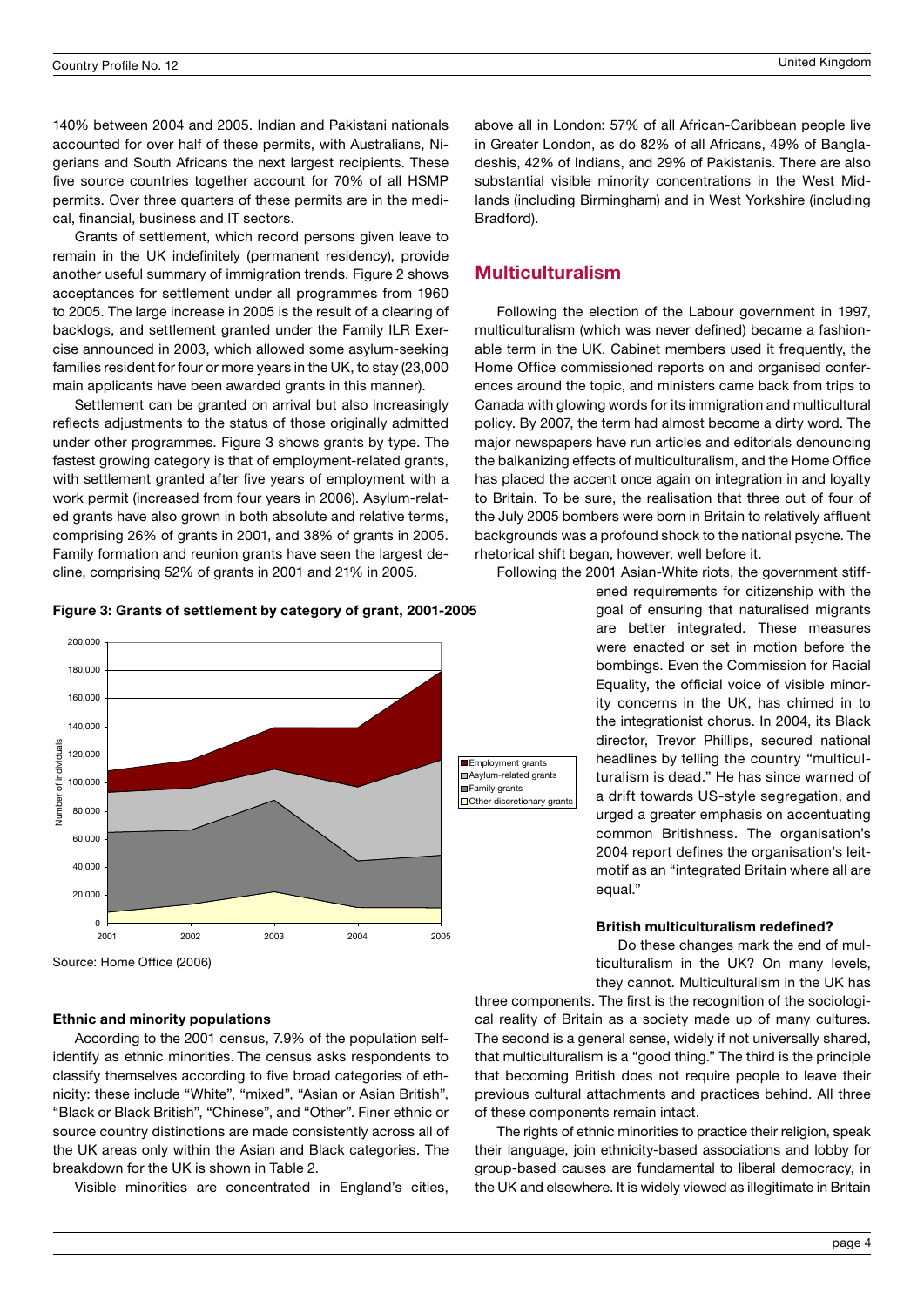140% between 2004 and 2005. Indian and Pakistani nationals accounted for over half of these permits, with Australians, Nigerians and South Africans the next largest recipients. These five source countries together account for 70% of all HSMP permits. Over three quarters of these permits are in the medical, financial, business and IT sectors.

Grants of settlement, which record persons given leave to remain in the UK indefinitely (permanent residency), provide another useful summary of immigration trends. Figure 2 shows acceptances for settlement under all programmes from 1960 to 2005. The large increase in 2005 is the result of a clearing of backlogs, and settlement granted under the Family ILR Exercise announced in 2003, which allowed some asylum-seeking families resident for four or more years in the UK, to stay (23,000 main applicants have been awarded grants in this manner).

Settlement can be granted on arrival but also increasingly reflects adjustments to the status of those originally admitted under other programmes. Figure 3 shows grants by type. The fastest growing category is that of employment-related grants, with settlement granted after five years of employment with a work permit (increased from four years in 2006). Asylum-related grants have also grown in both absolute and relative terms, comprising 26% of grants in 2001, and 38% of grants in 2005. Family formation and reunion grants have seen the largest decline, comprising 52% of grants in 2001 and 21% in 2005.

**Figure 3: Grants of settlement by category of grant, 2001-2005**

Source: Home Office (2006)

#### Ethnic and minority populations

According to the 2001 census, 7.9% of the population self-identify as ethnic minorities. The census asks respondents to classify themselves according to five broad categories of ethnicity: these include "White", "mixed", "Asian or Asian British", "Black or Black British", "Chinese", and "Other". Finer ethnic or source country distinctions are made consistently across all of the UK areas only within the Asian and Black categories. The breakdown for the UK is shown in Table 2.

Visible minorities are concentrated in England's cities, above all in London: 57% of all African-Caribbean people live in Greater London, as do 82% of all Africans, 49% of Bangladeshis, 42% of Indians, and 29% of Pakistanis. There are also substantial visible minority concentrations in the West Midlands (including Birmingham) and in West Yorkshire (including Bradford).

## Multiculturalism

Following the election of the Labour government in 1997, multiculturalism (which was never defined) became a fashionable term in the UK. Cabinet members used it frequently, the Home Office commissioned reports on and organised conferences around the topic, and ministers came back from trips to Canada with glowing words for its immigration and multicultural policy. By 2007, the term had almost become a dirty word. The major newspapers have run articles and editorials denouncing the balkanizing effects of multiculturalism, and the Home Office has placed the accent once again on integration in and loyalty to Britain. To be sure, the realisation that three out of four of the July 2005 bombers were born in Britain to relatively affluent backgrounds was a profound shock to the national psyche. The rhetorical shift began, however, well before it.

Following the 2001 Asian-White riots, the government stiffened requirements for citizenship with the goal of ensuring that naturalised migrants are better integrated. These measures were enacted or set in motion before the bombings. Even the Commission for Racial Equality, the official voice of visible minority concerns in the UK, has chimed in to the integrationist chorus. In 2004, its Black director, Trevor Phillips, secured national headlines by telling the country "multiculturalism is dead." He has since warned of a drift towards US-style segregation, and urged a greater emphasis on accentuating common Britishness. The organisation's 2004 report defines the organisation's leitmotif as an "integrated Britain where all are equal."

#### British multiculturalism redefined?

Do these changes mark the end of multiculturalism in the UK? On many levels, they cannot. Multiculturalism in the UK has three components. The first is the recognition of the sociological reality of Britain as a society made up of many cultures. The second is a general sense, widely if not universally shared, that multiculturalism is a "good thing." The third is the principle that becoming British does not require people to leave their previous cultural attachments and practices behind. All three of these components remain intact.

The rights of ethnic minorities to practice their religion, speak their language, join ethnicity-based associations and lobby for group-based causes are fundamental to liberal democracy, in the UK and elsewhere. It is widely viewed as illegitimate in Britain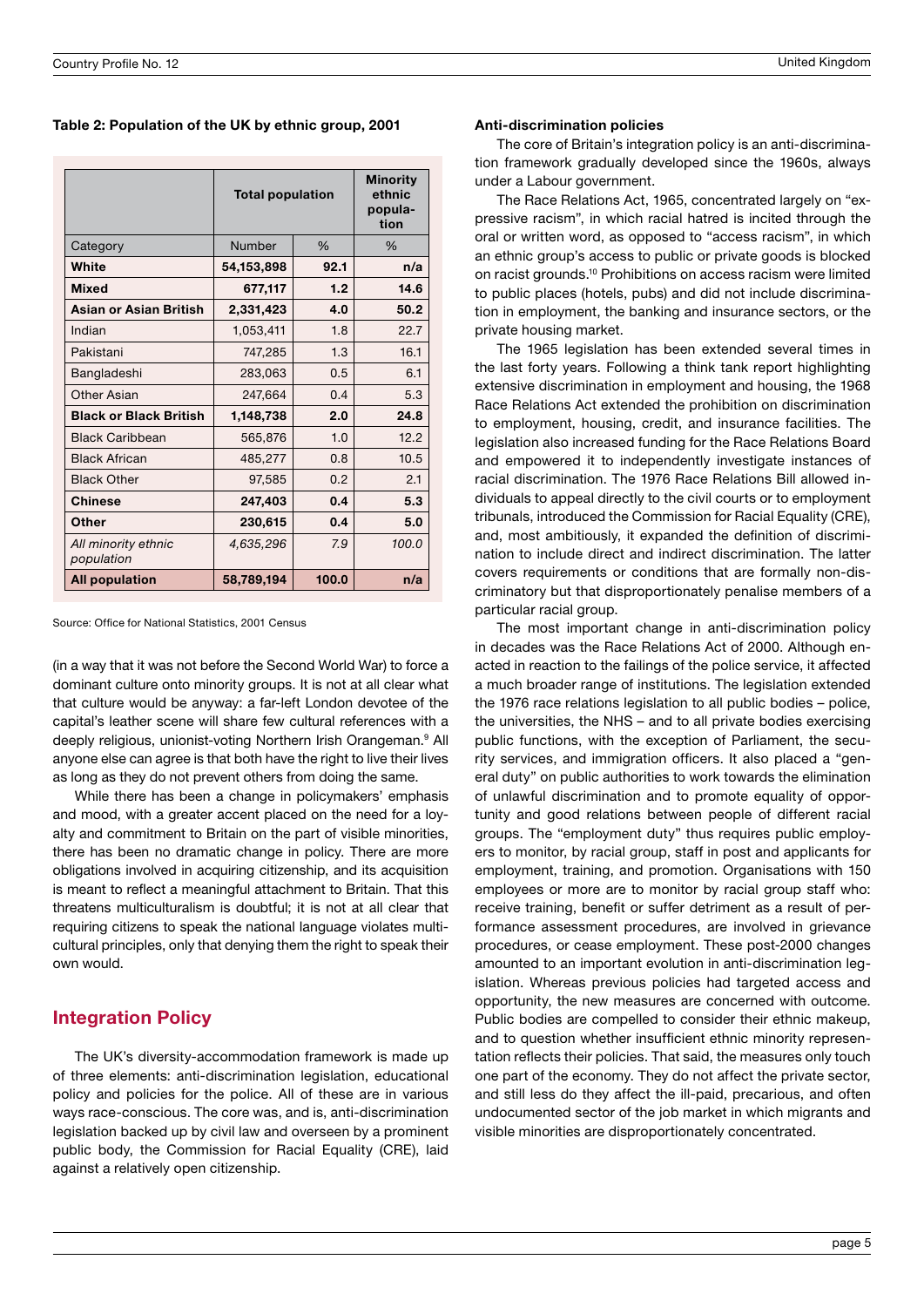**Table 2: Population of the UK by ethnic group, 2001**

| | Total population | | Minority ethnic population |
|---|---|---|---|
| Category | Number | % | % |
| **White** | **54,153,898** | **92.1** | **n/a** |
| **Mixed** | **677,117** | **1.2** | **14.6** |
| **Asian or Asian British** | **2,331,423** | **4.0** | **50.2** |
| Indian | 1,053,411 | 1.8 | 22.7 |
| Pakistani | 747,285 | 1.3 | 16.1 |
| Bangladeshi | 283,063 | 0.5 | 6.1 |
| Other Asian | 247,664 | 0.4 | 5.3 |
| **Black or Black British** | **1,148,738** | **2.0** | **24.8** |
| Black Caribbean | 565,876 | 1.0 | 12.2 |
| Black African | 485,277 | 0.8 | 10.5 |
| Black Other | 97,585 | 0.2 | 2.1 |
| **Chinese** | **247,403** | **0.4** | **5.3** |
| **Other** | **230,615** | **0.4** | **5.0** |
| *All minority ethnic population* | *4,635,296* | *7.9* | *100.0* |
| **All population** | **58,789,194** | **100.0** | **n/a** |

Source: Office for National Statistics, 2001 Census

(in a way that it was not before the Second World War) to force a dominant culture onto minority groups. It is not at all clear what that culture would be anyway: a far-left London devotee of the capital's leather scene will share few cultural references with a deeply religious, unionist-voting Northern Irish Orangeman.[9] All anyone else can agree is that both have the right to live their lives as long as they do not prevent others from doing the same.

While there has been a change in policymakers' emphasis and mood, with a greater accent placed on the need for a loyalty and commitment to Britain on the part of visible minorities, there has been no dramatic change in policy. There are more obligations involved in acquiring citizenship, and its acquisition is meant to reflect a meaningful attachment to Britain. That this threatens multiculturalism is doubtful; it is not at all clear that requiring citizens to speak the national language violates multicultural principles, only that denying them the right to speak their own would.

## Integration Policy

The UK's diversity-accommodation framework is made up of three elements: anti-discrimination legislation, educational policy and policies for the police. All of these are in various ways race-conscious. The core was, and is, anti-discrimination legislation backed up by civil law and overseen by a prominent public body, the Commission for Racial Equality (CRE), laid against a relatively open citizenship.

### Anti-discrimination policies

The core of Britain's integration policy is an anti-discrimination framework gradually developed since the 1960s, always under a Labour government.

The Race Relations Act, 1965, concentrated largely on "expressive racism", in which racial hatred is incited through the oral or written word, as opposed to "access racism", in which an ethnic group's access to public or private goods is blocked on racist grounds.[10] Prohibitions on access racism were limited to public places (hotels, pubs) and did not include discrimination in employment, the banking and insurance sectors, or the private housing market.

The 1965 legislation has been extended several times in the last forty years. Following a think tank report highlighting extensive discrimination in employment and housing, the 1968 Race Relations Act extended the prohibition on discrimination to employment, housing, credit, and insurance facilities. The legislation also increased funding for the Race Relations Board and empowered it to independently investigate instances of racial discrimination. The 1976 Race Relations Bill allowed individuals to appeal directly to the civil courts or to employment tribunals, introduced the Commission for Racial Equality (CRE), and, most ambitiously, it expanded the definition of discrimination to include direct and indirect discrimination. The latter covers requirements or conditions that are formally non-discriminatory but that disproportionately penalise members of a particular racial group.

The most important change in anti-discrimination policy in decades was the Race Relations Act of 2000. Although enacted in reaction to the failings of the police service, it affected a much broader range of institutions. The legislation extended the 1976 race relations legislation to all public bodies – police, the universities, the NHS – and to all private bodies exercising public functions, with the exception of Parliament, the security services, and immigration officers. It also placed a "general duty" on public authorities to work towards the elimination of unlawful discrimination and to promote equality of opportunity and good relations between people of different racial groups. The "employment duty" thus requires public employers to monitor, by racial group, staff in post and applicants for employment, training, and promotion. Organisations with 150 employees or more are to monitor by racial group staff who: receive training, benefit or suffer detriment as a result of performance assessment procedures, are involved in grievance procedures, or cease employment. These post-2000 changes amounted to an important evolution in anti-discrimination legislation. Whereas previous policies had targeted access and opportunity, the new measures are concerned with outcome. Public bodies are compelled to consider their ethnic makeup, and to question whether insufficient ethnic minority representation reflects their policies. That said, the measures only touch one part of the economy. They do not affect the private sector, and still less do they affect the ill-paid, precarious, and often undocumented sector of the job market in which migrants and visible minorities are disproportionately concentrated.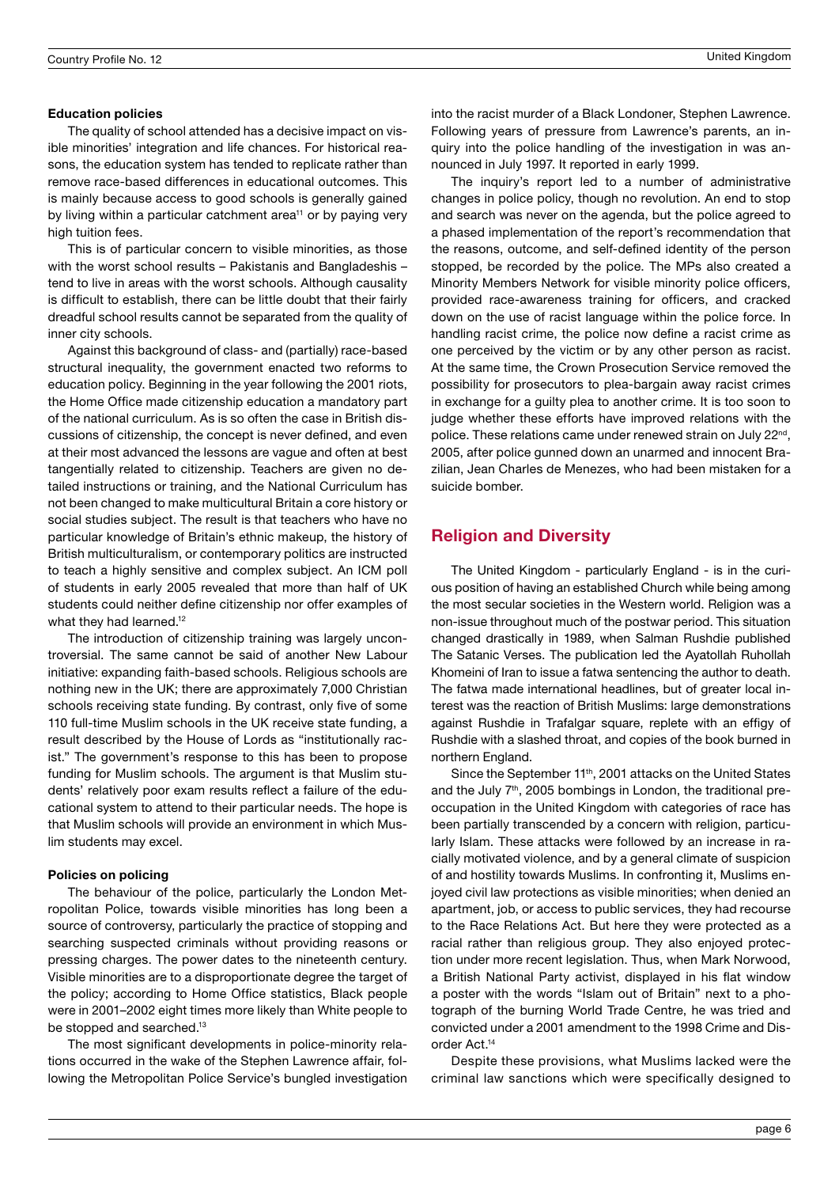#### Education policies

The quality of school attended has a decisive impact on visible minorities' integration and life chances. For historical reasons, the education system has tended to replicate rather than remove race-based differences in educational outcomes. This is mainly because access to good schools is generally gained by living within a particular catchment area[11] or by paying very high tuition fees.

This is of particular concern to visible minorities, as those with the worst school results – Pakistanis and Bangladeshis – tend to live in areas with the worst schools. Although causality is difficult to establish, there can be little doubt that their fairly dreadful school results cannot be separated from the quality of inner city schools.

Against this background of class- and (partially) race-based structural inequality, the government enacted two reforms to education policy. Beginning in the year following the 2001 riots, the Home Office made citizenship education a mandatory part of the national curriculum. As is so often the case in British discussions of citizenship, the concept is never defined, and even at their most advanced the lessons are vague and often at best tangentially related to citizenship. Teachers are given no detailed instructions or training, and the National Curriculum has not been changed to make multicultural Britain a core history or social studies subject. The result is that teachers who have no particular knowledge of Britain's ethnic makeup, the history of British multiculturalism, or contemporary politics are instructed to teach a highly sensitive and complex subject. An ICM poll of students in early 2005 revealed that more than half of UK students could neither define citizenship nor offer examples of what they had learned.[12]

The introduction of citizenship training was largely uncontroversial. The same cannot be said of another New Labour initiative: expanding faith-based schools. Religious schools are nothing new in the UK; there are approximately 7,000 Christian schools receiving state funding. By contrast, only five of some 110 full-time Muslim schools in the UK receive state funding, a result described by the House of Lords as "institutionally racist." The government's response to this has been to propose funding for Muslim schools. The argument is that Muslim students' relatively poor exam results reflect a failure of the educational system to attend to their particular needs. The hope is that Muslim schools will provide an environment in which Muslim students may excel.

#### Policies on policing

The behaviour of the police, particularly the London Metropolitan Police, towards visible minorities has long been a source of controversy, particularly the practice of stopping and searching suspected criminals without providing reasons or pressing charges. The power dates to the nineteenth century. Visible minorities are to a disproportionate degree the target of the policy; according to Home Office statistics, Black people were in 2001–2002 eight times more likely than White people to be stopped and searched.[13]

The most significant developments in police-minority relations occurred in the wake of the Stephen Lawrence affair, following the Metropolitan Police Service's bungled investigation into the racist murder of a Black Londoner, Stephen Lawrence. Following years of pressure from Lawrence's parents, an inquiry into the police handling of the investigation in was announced in July 1997. It reported in early 1999.

The inquiry's report led to a number of administrative changes in police policy, though no revolution. An end to stop and search was never on the agenda, but the police agreed to a phased implementation of the report's recommendation that the reasons, outcome, and self-defined identity of the person stopped, be recorded by the police. The MPs also created a Minority Members Network for visible minority police officers, provided race-awareness training for officers, and cracked down on the use of racist language within the police force. In handling racist crime, the police now define a racist crime as one perceived by the victim or by any other person as racist. At the same time, the Crown Prosecution Service removed the possibility for prosecutors to plea-bargain away racist crimes in exchange for a guilty plea to another crime. It is too soon to judge whether these efforts have improved relations with the police. These relations came under renewed strain on July 22nd, 2005, after police gunned down an unarmed and innocent Brazilian, Jean Charles de Menezes, who had been mistaken for a suicide bomber.

## Religion and Diversity

The United Kingdom - particularly England - is in the curious position of having an established Church while being among the most secular societies in the Western world. Religion was a non-issue throughout much of the postwar period. This situation changed drastically in 1989, when Salman Rushdie published The Satanic Verses. The publication led the Ayatollah Ruhollah Khomeini of Iran to issue a fatwa sentencing the author to death. The fatwa made international headlines, but of greater local interest was the reaction of British Muslims: large demonstrations against Rushdie in Trafalgar square, replete with an effigy of Rushdie with a slashed throat, and copies of the book burned in northern England.

Since the September 11th, 2001 attacks on the United States and the July 7th, 2005 bombings in London, the traditional preoccupation in the United Kingdom with categories of race has been partially transcended by a concern with religion, particularly Islam. These attacks were followed by an increase in racially motivated violence, and by a general climate of suspicion of and hostility towards Muslims. In confronting it, Muslims enjoyed civil law protections as visible minorities; when denied an apartment, job, or access to public services, they had recourse to the Race Relations Act. But here they were protected as a racial rather than religious group. They also enjoyed protection under more recent legislation. Thus, when Mark Norwood, a British National Party activist, displayed in his flat window a poster with the words "Islam out of Britain" next to a photograph of the burning World Trade Centre, he was tried and convicted under a 2001 amendment to the 1998 Crime and Disorder Act.[14]

Despite these provisions, what Muslims lacked were the criminal law sanctions which were specifically designed to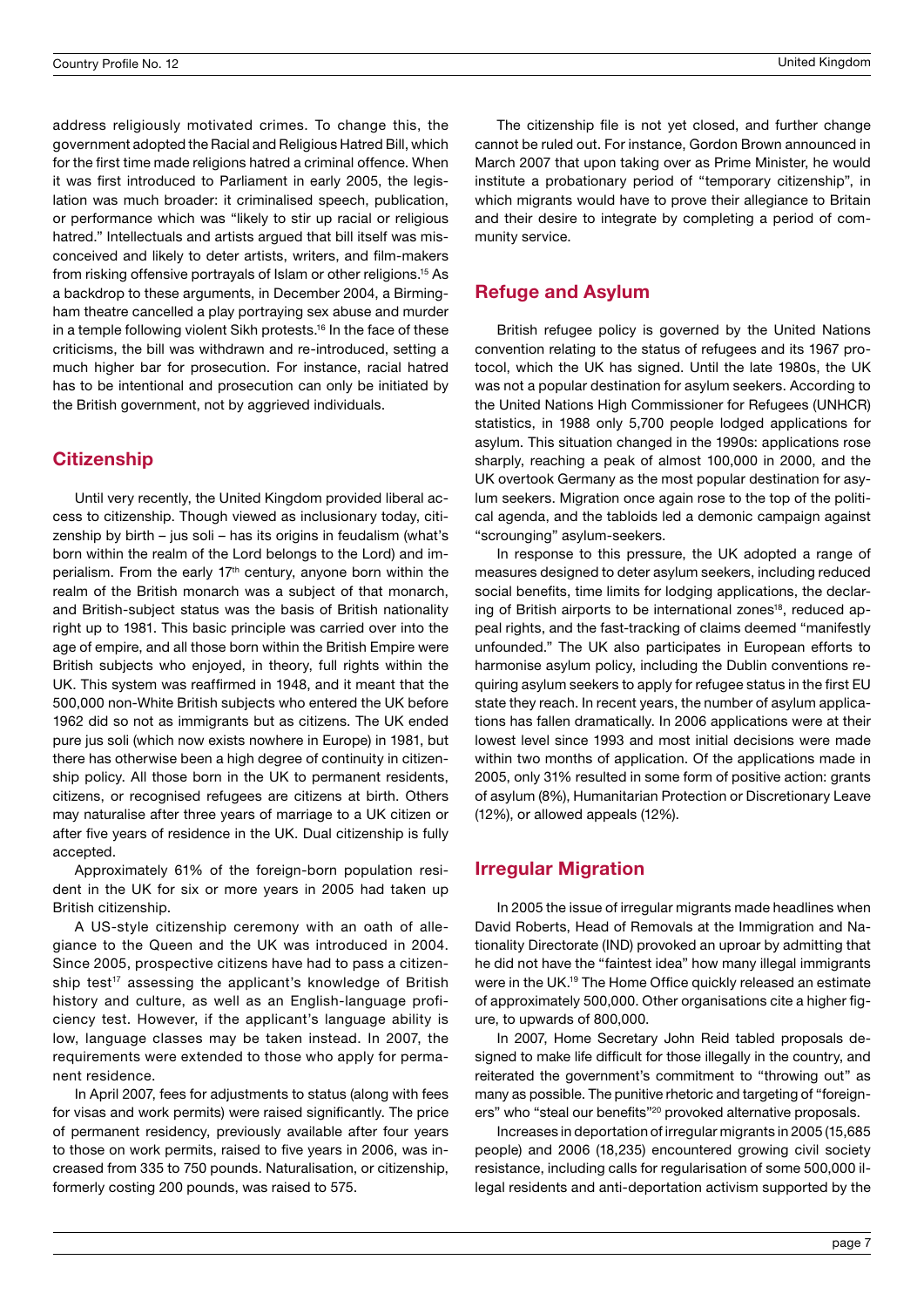address religiously motivated crimes. To change this, the government adopted the Racial and Religious Hatred Bill, which for the first time made religions hatred a criminal offence. When it was first introduced to Parliament in early 2005, the legislation was much broader: it criminalised speech, publication, or performance which was "likely to stir up racial or religious hatred." Intellectuals and artists argued that bill itself was misconceived and likely to deter artists, writers, and film-makers from risking offensive portrayals of Islam or other religions.[15] As a backdrop to these arguments, in December 2004, a Birmingham theatre cancelled a play portraying sex abuse and murder in a temple following violent Sikh protests.[16] In the face of these criticisms, the bill was withdrawn and re-introduced, setting a much higher bar for prosecution. For instance, racial hatred has to be intentional and prosecution can only be initiated by the British government, not by aggrieved individuals.

## Citizenship

Until very recently, the United Kingdom provided liberal access to citizenship. Though viewed as inclusionary today, citizenship by birth – jus soli – has its origins in feudalism (what's born within the realm of the Lord belongs to the Lord) and imperialism. From the early 17th century, anyone born within the realm of the British monarch was a subject of that monarch, and British-subject status was the basis of British nationality right up to 1981. This basic principle was carried over into the age of empire, and all those born within the British Empire were British subjects who enjoyed, in theory, full rights within the UK. This system was reaffirmed in 1948, and it meant that the 500,000 non-White British subjects who entered the UK before 1962 did so not as immigrants but as citizens. The UK ended pure jus soli (which now exists nowhere in Europe) in 1981, but there has otherwise been a high degree of continuity in citizenship policy. All those born in the UK to permanent residents, citizens, or recognised refugees are citizens at birth. Others may naturalise after three years of marriage to a UK citizen or after five years of residence in the UK. Dual citizenship is fully accepted.

Approximately 61% of the foreign-born population resident in the UK for six or more years in 2005 had taken up British citizenship.

A US-style citizenship ceremony with an oath of allegiance to the Queen and the UK was introduced in 2004. Since 2005, prospective citizens have had to pass a citizenship test[17] assessing the applicant's knowledge of British history and culture, as well as an English-language proficiency test. However, if the applicant's language ability is low, language classes may be taken instead. In 2007, the requirements were extended to those who apply for permanent residence.

In April 2007, fees for adjustments to status (along with fees for visas and work permits) were raised significantly. The price of permanent residency, previously available after four years to those on work permits, raised to five years in 2006, was increased from 335 to 750 pounds. Naturalisation, or citizenship, formerly costing 200 pounds, was raised to 575.

The citizenship file is not yet closed, and further change cannot be ruled out. For instance, Gordon Brown announced in March 2007 that upon taking over as Prime Minister, he would institute a probationary period of "temporary citizenship", in which migrants would have to prove their allegiance to Britain and their desire to integrate by completing a period of community service.

## Refuge and Asylum

British refugee policy is governed by the United Nations convention relating to the status of refugees and its 1967 protocol, which the UK has signed. Until the late 1980s, the UK was not a popular destination for asylum seekers. According to the United Nations High Commissioner for Refugees (UNHCR) statistics, in 1988 only 5,700 people lodged applications for asylum. This situation changed in the 1990s: applications rose sharply, reaching a peak of almost 100,000 in 2000, and the UK overtook Germany as the most popular destination for asylum seekers. Migration once again rose to the top of the political agenda, and the tabloids led a demonic campaign against "scrounging" asylum-seekers.

In response to this pressure, the UK adopted a range of measures designed to deter asylum seekers, including reduced social benefits, time limits for lodging applications, the declaring of British airports to be international zones[18], reduced appeal rights, and the fast-tracking of claims deemed "manifestly unfounded." The UK also participates in European efforts to harmonise asylum policy, including the Dublin conventions requiring asylum seekers to apply for refugee status in the first EU state they reach. In recent years, the number of asylum applications has fallen dramatically. In 2006 applications were at their lowest level since 1993 and most initial decisions were made within two months of application. Of the applications made in 2005, only 31% resulted in some form of positive action: grants of asylum (8%), Humanitarian Protection or Discretionary Leave (12%), or allowed appeals (12%).

## Irregular Migration

In 2005 the issue of irregular migrants made headlines when David Roberts, Head of Removals at the Immigration and Nationality Directorate (IND) provoked an uproar by admitting that he did not have the "faintest idea" how many illegal immigrants were in the UK.[19] The Home Office quickly released an estimate of approximately 500,000. Other organisations cite a higher figure, to upwards of 800,000.

In 2007, Home Secretary John Reid tabled proposals designed to make life difficult for those illegally in the country, and reiterated the government's commitment to "throwing out" as many as possible. The punitive rhetoric and targeting of "foreigners" who "steal our benefits"[20] provoked alternative proposals.

Increases in deportation of irregular migrants in 2005 (15,685 people) and 2006 (18,235) encountered growing civil society resistance, including calls for regularisation of some 500,000 illegal residents and anti-deportation activism supported by the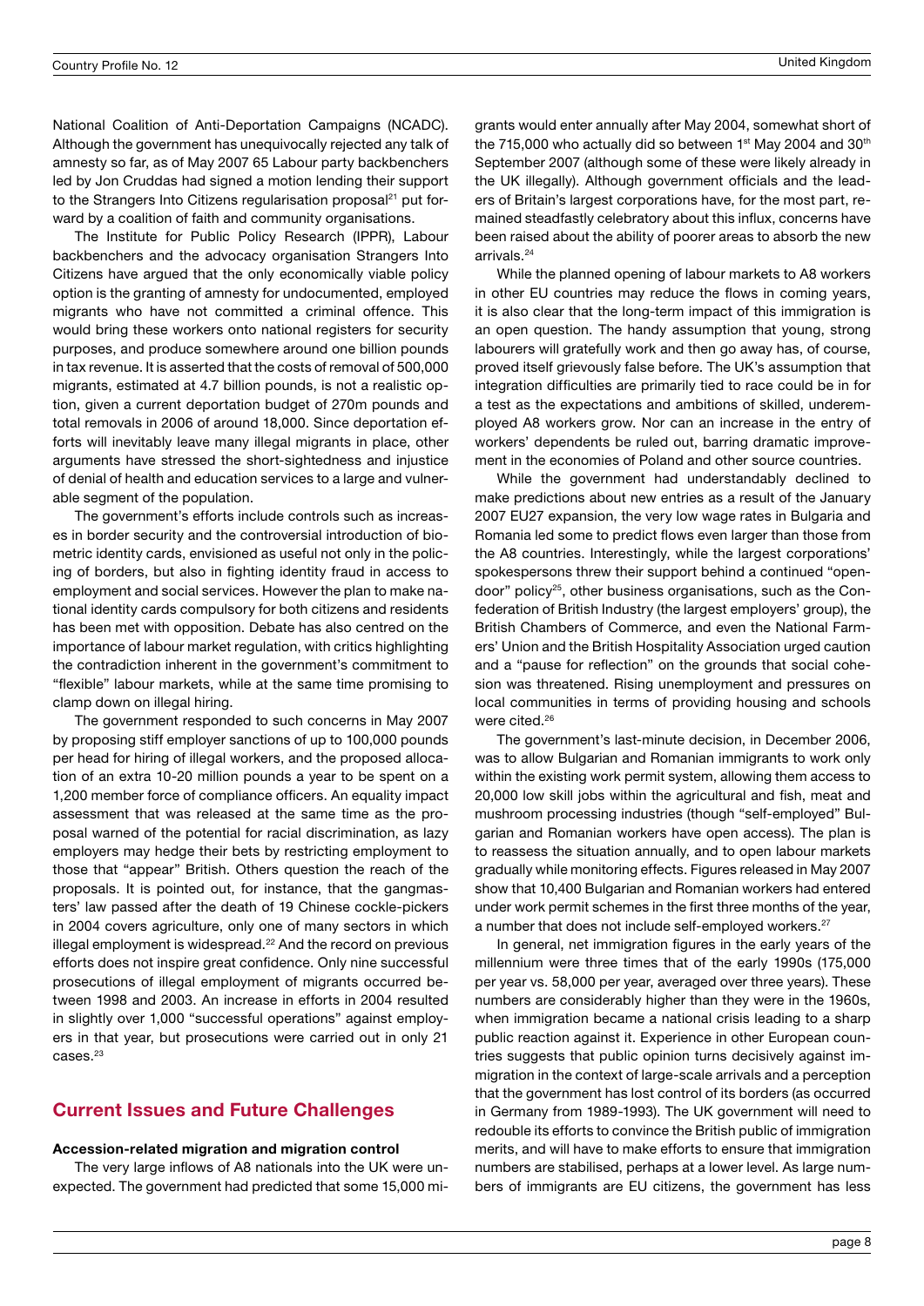National Coalition of Anti-Deportation Campaigns (NCADC). Although the government has unequivocally rejected any talk of amnesty so far, as of May 2007 65 Labour party backbenchers led by Jon Cruddas had signed a motion lending their support to the Strangers Into Citizens regularisation proposal[21] put forward by a coalition of faith and community organisations.

The Institute for Public Policy Research (IPPR), Labour backbenchers and the advocacy organisation Strangers Into Citizens have argued that the only economically viable policy option is the granting of amnesty for undocumented, employed migrants who have not committed a criminal offence. This would bring these workers onto national registers for security purposes, and produce somewhere around one billion pounds in tax revenue. It is asserted that the costs of removal of 500,000 migrants, estimated at 4.7 billion pounds, is not a realistic option, given a current deportation budget of 270m pounds and total removals in 2006 of around 18,000. Since deportation efforts will inevitably leave many illegal migrants in place, other arguments have stressed the short-sightedness and injustice of denial of health and education services to a large and vulnerable segment of the population.

The government's efforts include controls such as increases in border security and the controversial introduction of biometric identity cards, envisioned as useful not only in the policing of borders, but also in fighting identity fraud in access to employment and social services. However the plan to make national identity cards compulsory for both citizens and residents has been met with opposition. Debate has also centred on the importance of labour market regulation, with critics highlighting the contradiction inherent in the government's commitment to "flexible" labour markets, while at the same time promising to clamp down on illegal hiring.

The government responded to such concerns in May 2007 by proposing stiff employer sanctions of up to 100,000 pounds per head for hiring of illegal workers, and the proposed allocation of an extra 10-20 million pounds a year to be spent on a 1,200 member force of compliance officers. An equality impact assessment that was released at the same time as the proposal warned of the potential for racial discrimination, as lazy employers may hedge their bets by restricting employment to those that "appear" British. Others question the reach of the proposals. It is pointed out, for instance, that the gangmasters' law passed after the death of 19 Chinese cockle-pickers in 2004 covers agriculture, only one of many sectors in which illegal employment is widespread.[22] And the record on previous efforts does not inspire great confidence. Only nine successful prosecutions of illegal employment of migrants occurred between 1998 and 2003. An increase in efforts in 2004 resulted in slightly over 1,000 "successful operations" against employers in that year, but prosecutions were carried out in only 21 cases.[23]

## Current Issues and Future Challenges

**Accession-related migration and migration control**

The very large inflows of A8 nationals into the UK were unexpected. The government had predicted that some 15,000 migrants would enter annually after May 2004, somewhat short of the 715,000 who actually did so between 1st May 2004 and 30th September 2007 (although some of these were likely already in the UK illegally). Although government officials and the leaders of Britain's largest corporations have, for the most part, remained steadfastly celebratory about this influx, concerns have been raised about the ability of poorer areas to absorb the new arrivals.[24]

While the planned opening of labour markets to A8 workers in other EU countries may reduce the flows in coming years, it is also clear that the long-term impact of this immigration is an open question. The handy assumption that young, strong labourers will gratefully work and then go away has, of course, proved itself grievously false before. The UK's assumption that integration difficulties are primarily tied to race could be in for a test as the expectations and ambitions of skilled, underemployed A8 workers grow. Nor can an increase in the entry of workers' dependents be ruled out, barring dramatic improvement in the economies of Poland and other source countries.

While the government had understandably declined to make predictions about new entries as a result of the January 2007 EU27 expansion, the very low wage rates in Bulgaria and Romania led some to predict flows even larger than those from the A8 countries. Interestingly, while the largest corporations' spokespersons threw their support behind a continued "open-door" policy[25], other business organisations, such as the Confederation of British Industry (the largest employers' group), the British Chambers of Commerce, and even the National Farmers' Union and the British Hospitality Association urged caution and a "pause for reflection" on the grounds that social cohesion was threatened. Rising unemployment and pressures on local communities in terms of providing housing and schools were cited.[26]

The government's last-minute decision, in December 2006, was to allow Bulgarian and Romanian immigrants to work only within the existing work permit system, allowing them access to 20,000 low skill jobs within the agricultural and fish, meat and mushroom processing industries (though "self-employed" Bulgarian and Romanian workers have open access). The plan is to reassess the situation annually, and to open labour markets gradually while monitoring effects. Figures released in May 2007 show that 10,400 Bulgarian and Romanian workers had entered under work permit schemes in the first three months of the year, a number that does not include self-employed workers.[27]

In general, net immigration figures in the early years of the millennium were three times that of the early 1990s (175,000 per year vs. 58,000 per year, averaged over three years). These numbers are considerably higher than they were in the 1960s, when immigration became a national crisis leading to a sharp public reaction against it. Experience in other European countries suggests that public opinion turns decisively against immigration in the context of large-scale arrivals and a perception that the government has lost control of its borders (as occurred in Germany from 1989-1993). The UK government will need to redouble its efforts to convince the British public of immigration merits, and will have to make efforts to ensure that immigration numbers are stabilised, perhaps at a lower level. As large numbers of immigrants are EU citizens, the government has less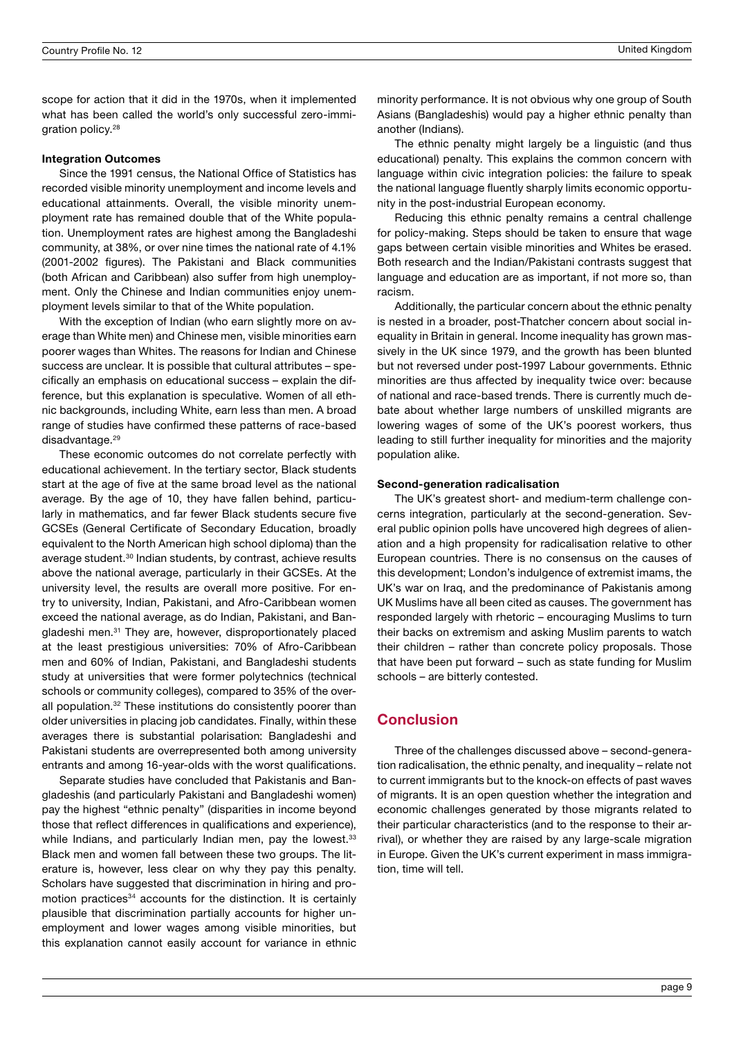scope for action that it did in the 1970s, when it implemented what has been called the world's only successful zero-immigration policy.[28]

### Integration Outcomes

Since the 1991 census, the National Office of Statistics has recorded visible minority unemployment and income levels and educational attainments. Overall, the visible minority unemployment rate has remained double that of the White population. Unemployment rates are highest among the Bangladeshi community, at 38%, or over nine times the national rate of 4.1% (2001-2002 figures). The Pakistani and Black communities (both African and Caribbean) also suffer from high unemployment. Only the Chinese and Indian communities enjoy unemployment levels similar to that of the White population.

With the exception of Indian (who earn slightly more on average than White men) and Chinese men, visible minorities earn poorer wages than Whites. The reasons for Indian and Chinese success are unclear. It is possible that cultural attributes – specifically an emphasis on educational success – explain the difference, but this explanation is speculative. Women of all ethnic backgrounds, including White, earn less than men. A broad range of studies have confirmed these patterns of race-based disadvantage.[29]

These economic outcomes do not correlate perfectly with educational achievement. In the tertiary sector, Black students start at the age of five at the same broad level as the national average. By the age of 10, they have fallen behind, particularly in mathematics, and far fewer Black students secure five GCSEs (General Certificate of Secondary Education, broadly equivalent to the North American high school diploma) than the average student.[30] Indian students, by contrast, achieve results above the national average, particularly in their GCSEs. At the university level, the results are overall more positive. For entry to university, Indian, Pakistani, and Afro-Caribbean women exceed the national average, as do Indian, Pakistani, and Bangladeshi men.[31] They are, however, disproportionately placed at the least prestigious universities: 70% of Afro-Caribbean men and 60% of Indian, Pakistani, and Bangladeshi students study at universities that were former polytechnics (technical schools or community colleges), compared to 35% of the overall population.[32] These institutions do consistently poorer than older universities in placing job candidates. Finally, within these averages there is substantial polarisation: Bangladeshi and Pakistani students are overrepresented both among university entrants and among 16-year-olds with the worst qualifications.

Separate studies have concluded that Pakistanis and Bangladeshis (and particularly Pakistani and Bangladeshi women) pay the highest "ethnic penalty" (disparities in income beyond those that reflect differences in qualifications and experience), while Indians, and particularly Indian men, pay the lowest.[33] Black men and women fall between these two groups. The literature is, however, less clear on why they pay this penalty. Scholars have suggested that discrimination in hiring and promotion practices[34] accounts for the distinction. It is certainly plausible that discrimination partially accounts for higher unemployment and lower wages among visible minorities, but this explanation cannot easily account for variance in ethnic minority performance. It is not obvious why one group of South Asians (Bangladeshis) would pay a higher ethnic penalty than another (Indians).

The ethnic penalty might largely be a linguistic (and thus educational) penalty. This explains the common concern with language within civic integration policies: the failure to speak the national language fluently sharply limits economic opportunity in the post-industrial European economy.

Reducing this ethnic penalty remains a central challenge for policy-making. Steps should be taken to ensure that wage gaps between certain visible minorities and Whites be erased. Both research and the Indian/Pakistani contrasts suggest that language and education are as important, if not more so, than racism.

Additionally, the particular concern about the ethnic penalty is nested in a broader, post-Thatcher concern about social inequality in Britain in general. Income inequality has grown massively in the UK since 1979, and the growth has been blunted but not reversed under post-1997 Labour governments. Ethnic minorities are thus affected by inequality twice over: because of national and race-based trends. There is currently much debate about whether large numbers of unskilled migrants are lowering wages of some of the UK's poorest workers, thus leading to still further inequality for minorities and the majority population alike.

### Second-generation radicalisation

The UK's greatest short- and medium-term challenge concerns integration, particularly at the second-generation. Several public opinion polls have uncovered high degrees of alienation and a high propensity for radicalisation relative to other European countries. There is no consensus on the causes of this development; London's indulgence of extremist imams, the UK's war on Iraq, and the predominance of Pakistanis among UK Muslims have all been cited as causes. The government has responded largely with rhetoric – encouraging Muslims to turn their backs on extremism and asking Muslim parents to watch their children – rather than concrete policy proposals. Those that have been put forward – such as state funding for Muslim schools – are bitterly contested.

## Conclusion

Three of the challenges discussed above – second-generation radicalisation, the ethnic penalty, and inequality – relate not to current immigrants but to the knock-on effects of past waves of migrants. It is an open question whether the integration and economic challenges generated by those migrants related to their particular characteristics (and to the response to their arrival), or whether they are raised by any large-scale migration in Europe. Given the UK's current experiment in mass immigration, time will tell.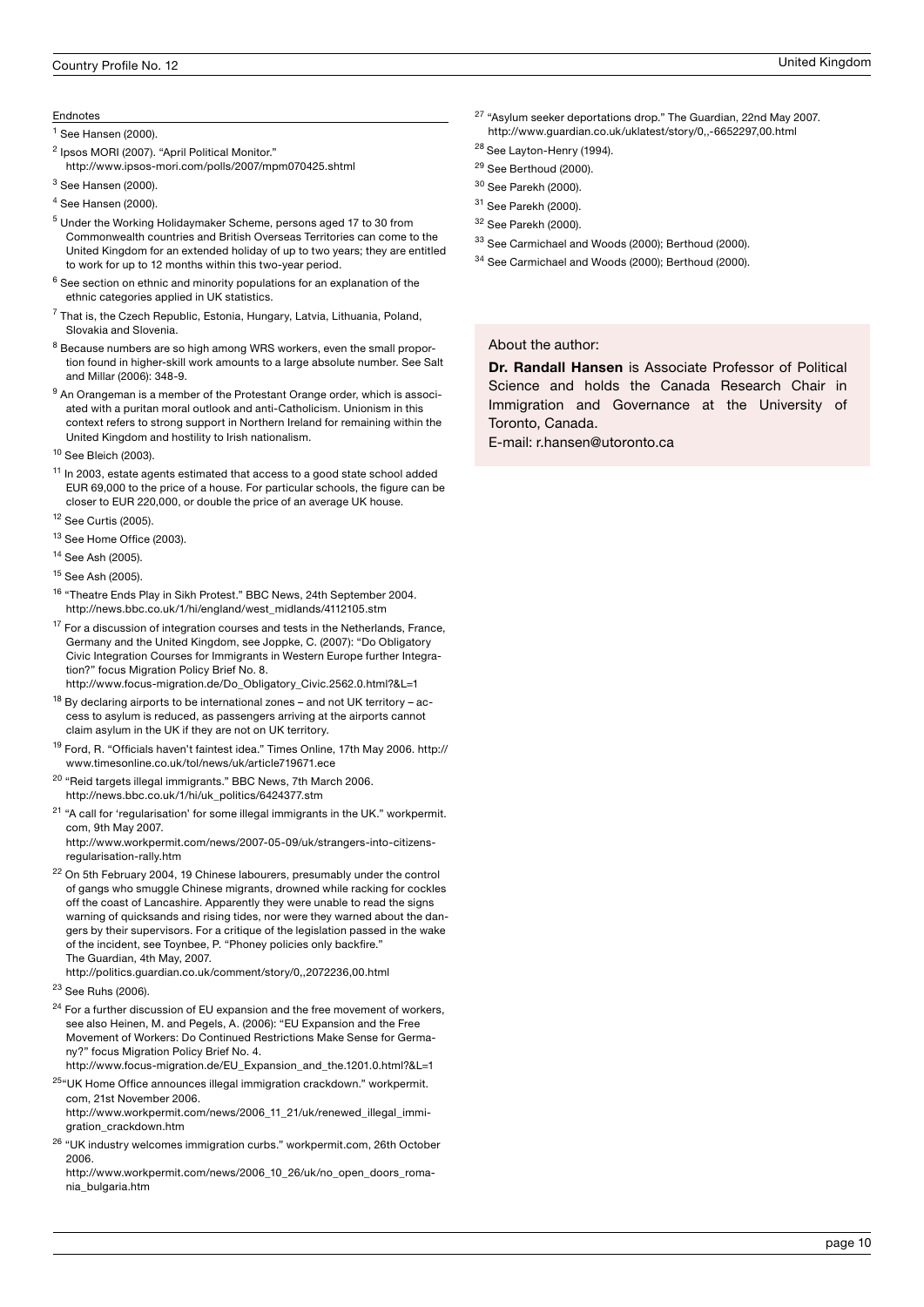## Endnotes

[1] See Hansen (2000).

[2] Ipsos MORI (2007). "April Political Monitor."
http://www.ipsos-mori.com/polls/2007/mpm070425.shtml

[3] See Hansen (2000).

[4] See Hansen (2000).

[5] Under the Working Holidaymaker Scheme, persons aged 17 to 30 from Commonwealth countries and British Overseas Territories can come to the United Kingdom for an extended holiday of up to two years; they are entitled to work for up to 12 months within this two-year period.

[6] See section on ethnic and minority populations for an explanation of the ethnic categories applied in UK statistics.

[7] That is, the Czech Republic, Estonia, Hungary, Latvia, Lithuania, Poland, Slovakia and Slovenia.

[8] Because numbers are so high among WRS workers, even the small proportion found in higher-skill work amounts to a large absolute number. See Salt and Millar (2006): 348-9.

[9] An Orangeman is a member of the Protestant Orange order, which is associated with a puritan moral outlook and anti-Catholicism. Unionism in this context refers to strong support in Northern Ireland for remaining within the United Kingdom and hostility to Irish nationalism.

[10] See Bleich (2003).

[11] In 2003, estate agents estimated that access to a good state school added EUR 69,000 to the price of a house. For particular schools, the figure can be closer to EUR 220,000, or double the price of an average UK house.

[12] See Curtis (2005).

[13] See Home Office (2003).

[14] See Ash (2005).

[15] See Ash (2005).

[16] "Theatre Ends Play in Sikh Protest." BBC News, 24th September 2004.
http://news.bbc.co.uk/1/hi/england/west_midlands/4112105.stm

[17] For a discussion of integration courses and tests in the Netherlands, France, Germany and the United Kingdom, see Joppke, C. (2007): "Do Obligatory Civic Integration Courses for Immigrants in Western Europe further Integration?" focus Migration Policy Brief No. 8.
http://www.focus-migration.de/Do_Obligatory_Civic.2562.0.html?&L=1

[18] By declaring airports to be international zones – and not UK territory – access to asylum is reduced, as passengers arriving at the airports cannot claim asylum in the UK if they are not on UK territory.

[19] Ford, R. "Officials haven't faintest idea." Times Online, 17th May 2006. http://www.timesonline.co.uk/tol/news/uk/article719671.ece

[20] "Reid targets illegal immigrants." BBC News, 7th March 2006.
http://news.bbc.co.uk/1/hi/uk_politics/6424377.stm

[21] "A call for 'regularisation' for some illegal immigrants in the UK." workpermit.com, 9th May 2007.
http://www.workpermit.com/news/2007-05-09/uk/strangers-into-citizens-regularisation-rally.htm

[22] On 5th February 2004, 19 Chinese labourers, presumably under the control of gangs who smuggle Chinese migrants, drowned while racking for cockles off the coast of Lancashire. Apparently they were unable to read the signs warning of quicksands and rising tides, nor were they warned about the dangers by their supervisors. For a critique of the legislation passed in the wake of the incident, see Toynbee, P. "Phoney policies only backfire." The Guardian, 4th May, 2007.
http://politics.guardian.co.uk/comment/story/0,,2072236,00.html

[23] See Ruhs (2006).

[24] For a further discussion of EU expansion and the free movement of workers, see also Heinen, M. and Pegels, A. (2006): "EU Expansion and the Free Movement of Workers: Do Continued Restrictions Make Sense for Germany?" focus Migration Policy Brief No. 4.
http://www.focus-migration.de/EU_Expansion_and_the.1201.0.html?&L=1

[25] "UK Home Office announces illegal immigration crackdown." workpermit.com, 21st November 2006.
http://www.workpermit.com/news/2006_11_21/uk/renewed_illegal_immigration_crackdown.htm

[26] "UK industry welcomes immigration curbs." workpermit.com, 26th October 2006.
http://www.workpermit.com/news/2006_10_26/uk/no_open_doors_romania_bulgaria.htm

[27] "Asylum seeker deportations drop." The Guardian, 22nd May 2007.
http://www.guardian.co.uk/uklatest/story/0,,-6652297,00.html

[28] See Layton-Henry (1994).

[29] See Berthoud (2000).

[30] See Parekh (2000).

[31] See Parekh (2000).

[32] See Parekh (2000).

[33] See Carmichael and Woods (2000); Berthoud (2000).

[34] See Carmichael and Woods (2000); Berthoud (2000).

About the author:

**Dr. Randall Hansen** is Associate Professor of Political Science and holds the Canada Research Chair in Immigration and Governance at the University of Toronto, Canada.
E-mail: r.hansen@utoronto.ca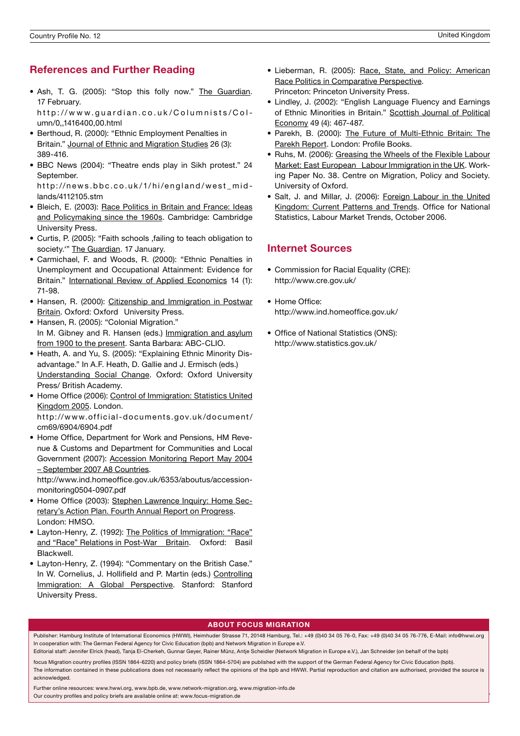## References and Further Reading

- Ash, T. G. (2005): "Stop this folly now." The Guardian. 17 February. http://www.guardian.co.uk/Columnists/Column/0,,1416400,00.html
- Berthoud, R. (2000): "Ethnic Employment Penalties in Britain." Journal of Ethnic and Migration Studies 26 (3): 389-416.
- BBC News (2004): "Theatre ends play in Sikh protest." 24 September. http://news.bbc.co.uk/1/hi/england/west_midlands/4112105.stm
- Bleich, E. (2003): Race Politics in Britain and France: Ideas and Policymaking since the 1960s. Cambridge: Cambridge University Press.
- Curtis, P. (2005): "Faith schools ,failing to teach obligation to society.'" The Guardian. 17 January.
- Carmichael, F. and Woods, R. (2000): "Ethnic Penalties in Unemployment and Occupational Attainment: Evidence for Britain." International Review of Applied Economics 14 (1): 71-98.
- Hansen, R. (2000): Citizenship and Immigration in Postwar Britain. Oxford: Oxford University Press.
- Hansen, R. (2005): "Colonial Migration." In M. Gibney and R. Hansen (eds.) Immigration and asylum from 1900 to the present. Santa Barbara: ABC-CLIO.
- Heath, A. and Yu, S. (2005): "Explaining Ethnic Minority Disadvantage." In A.F. Heath, D. Gallie and J. Ermisch (eds.) Understanding Social Change. Oxford: Oxford University Press/ British Academy.
- Home Office (2006): Control of Immigration: Statistics United Kingdom 2005. London. http://www.official-documents.gov.uk/document/cm69/6904/6904.pdf
- Home Office, Department for Work and Pensions, HM Revenue & Customs and Department for Communities and Local Government (2007): Accession Monitoring Report May 2004 – September 2007 A8 Countries. http://www.ind.homeoffice.gov.uk/6353/aboutus/accession-monitoring0504-0907.pdf
- Home Office (2003): Stephen Lawrence Inquiry: Home Secretary's Action Plan. Fourth Annual Report on Progress. London: HMSO.
- Layton-Henry, Z. (1992): The Politics of Immigration: "Race" and "Race" Relations in Post-War Britain. Oxford: Basil Blackwell.
- Layton-Henry, Z. (1994): "Commentary on the British Case." In W. Cornelius, J. Hollifield and P. Martin (eds.) Controlling Immigration: A Global Perspective. Stanford: Stanford University Press.
- Lieberman, R. (2005): Race, State, and Policy: American Race Politics in Comparative Perspective. Princeton: Princeton University Press.
- Lindley, J. (2002): "English Language Fluency and Earnings of Ethnic Minorities in Britain." Scottish Journal of Political Economy 49 (4): 467-487.
- Parekh, B. (2000): The Future of Multi-Ethnic Britain: The Parekh Report. London: Profile Books.
- Ruhs, M. (2006): Greasing the Wheels of the Flexible Labour Market: East European Labour Immigration in the UK. Working Paper No. 38. Centre on Migration, Policy and Society. University of Oxford.
- Salt, J. and Millar, J. (2006): Foreign Labour in the United Kingdom: Current Patterns and Trends. Office for National Statistics, Labour Market Trends, October 2006.

## Internet Sources

- Commission for Racial Equality (CRE): http://www.cre.gov.uk/
- Home Office: http://www.ind.homeoffice.gov.uk/
- Office of National Statistics (ONS): http://www.statistics.gov.uk/

### ABOUT FOCUS MIGRATION

Publisher: Hamburg Institute of International Economics (HWWI), Heimhuder Strasse 71, 20148 Hamburg, Tel.: +49 (0)40 34 05 76-0, Fax: +49 (0)40 34 05 76-776, E-Mail: info@hwwi.org
In cooperation with: The German Federal Agency for Civic Education (bpb) and Network Migration in Europe e.V.
Editorial staff: Jennifer Elrick (head), Tanja El-Cherkeh, Gunnar Geyer, Rainer Münz, Antje Scheidler (Network Migration in Europe e.V.), Jan Schneider (on behalf of the bpb)

focus Migration country profiles (ISSN 1864-6220) and policy briefs (ISSN 1864-5704) are published with the support of the German Federal Agency for Civic Education (bpb).
The information contained in these publications does not necessarily reflect the opinions of the bpb and HWWI. Partial reproduction and citation are authorised, provided the source is acknowledged.

Further online resources: www.hwwi.org, www.bpb.de, www.network-migration.org, www.migration-info.de
Our country profiles and policy briefs are available online at: www.focus-migration.de